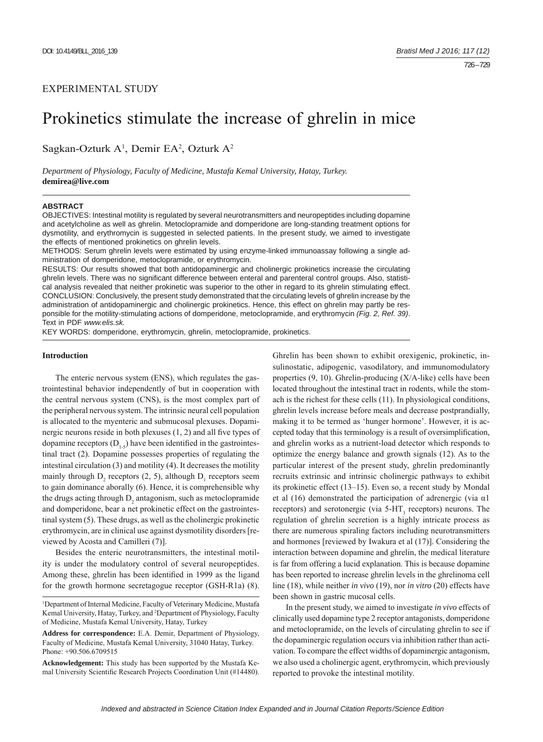EXPERIMENTAL STUDY

# Prokinetics stimulate the increase of ghrelin in mice

Sagkan-Ozturk A[1], Demir EA[2], Ozturk A[2]

*Department of Physiology, Faculty of Medicine, Mustafa Kemal University, Hatay, Turkey.*
**demirea@live.com**

**ABSTRACT**

OBJECTIVES: Intestinal motility is regulated by several neurotransmitters and neuropeptides including dopamine and acetylcholine as well as ghrelin. Metoclopramide and domperidone are long-standing treatment options for dysmotility, and erythromycin is suggested in selected patients. In the present study, we aimed to investigate the effects of mentioned prokinetics on ghrelin levels.

METHODS: Serum ghrelin levels were estimated by using enzyme-linked immunoassay following a single administration of domperidone, metoclopramide, or erythromycin.

RESULTS: Our results showed that both antidopaminergic and cholinergic prokinetics increase the circulating ghrelin levels. There was no significant difference between enteral and parenteral control groups. Also, statistical analysis revealed that neither prokinetic was superior to the other in regard to its ghrelin stimulating effect.

CONCLUSION: Conclusively, the present study demonstrated that the circulating levels of ghrelin increase by the administration of antidopaminergic and cholinergic prokinetics. Hence, this effect on ghrelin may partly be responsible for the motility-stimulating actions of domperidone, metoclopramide, and erythromycin *(Fig. 2, Ref. 39)*. Text in PDF *www.elis.sk.*

KEY WORDS: domperidone, erythromycin, ghrelin, metoclopramide, prokinetics.

## Introduction

The enteric nervous system (ENS), which regulates the gastrointestinal behavior independently of but in cooperation with the central nervous system (CNS), is the most complex part of the peripheral nervous system. The intrinsic neural cell population is allocated to the myenteric and submucosal plexuses. Dopaminergic neurons reside in both plexuses (1, 2) and all five types of dopamine receptors ($D_{1-5}$) have been identified in the gastrointestinal tract (2). Dopamine possesses properties of regulating the intestinal circulation (3) and motility (4). It decreases the motility mainly through $D_2$ receptors (2, 5), although $D_1$ receptors seem to gain dominance aborally (6). Hence, it is comprehensible why the drugs acting through $D_2$ antagonism, such as metoclopramide and domperidone, bear a net prokinetic effect on the gastrointestinal system (5). These drugs, as well as the cholinergic prokinetic erythromycin, are in clinical use against dysmotility disorders [reviewed by Acosta and Camilleri (7)].

Besides the enteric neurotransmitters, the intestinal motility is under the modulatory control of several neuropeptides. Among these, ghrelin has been identified in 1999 as the ligand for the growth hormone secretagogue receptor (GSH-R1a) (8). Ghrelin has been shown to exhibit orexigenic, prokinetic, insulinostatic, adipogenic, vasodilatory, and immunomodulatory properties (9, 10). Ghrelin-producing (X/A-like) cells have been located throughout the intestinal tract in rodents, while the stomach is the richest for these cells (11). In physiological conditions, ghrelin levels increase before meals and decrease postprandially, making it to be termed as 'hunger hormone'. However, it is accepted today that this terminology is a result of oversimplification, and ghrelin works as a nutrient-load detector which responds to optimize the energy balance and growth signals (12). As to the particular interest of the present study, ghrelin predominantly recruits extrinsic and intrinsic cholinergic pathways to exhibit its prokinetic effect (13–15). Even so, a recent study by Mondal et al (16) demonstrated the participation of adrenergic (via α1 receptors) and serotonergic (via $5\text{-HT}_3$ receptors) neurons. The regulation of ghrelin secretion is a highly intricate process as there are numerous spiraling factors including neurotransmitters and hormones [reviewed by Iwakura et al (17)]. Considering the interaction between dopamine and ghrelin, the medical literature is far from offering a lucid explanation. This is because dopamine has been reported to increase ghrelin levels in the ghrelinoma cell line (18), while neither *in vivo* (19), nor *in vitro* (20) effects have been shown in gastric mucosal cells.

In the present study, we aimed to investigate *in vivo* effects of clinically used dopamine type 2 receptor antagonists, domperidone and metoclopramide, on the levels of circulating ghrelin to see if the dopaminergic regulation occurs via inhibition rather than activation. To compare the effect widths of dopaminergic antagonism, we also used a cholinergic agent, erythromycin, which previously reported to provoke the intestinal motility.

[1]Department of Internal Medicine, Faculty of Veterinary Medicine, Mustafa Kemal University, Hatay, Turkey, and [2]Department of Physiology, Faculty of Medicine, Mustafa Kemal University, Hatay, Turkey

**Address for correspondence:** E.A. Demir, Department of Physiology, Faculty of Medicine, Mustafa Kemal University, 31040 Hatay, Turkey. Phone: +90.506.6709515

**Acknowledgement:** This study has been supported by the Mustafa Kemal University Scientific Research Projects Coordination Unit (#14480).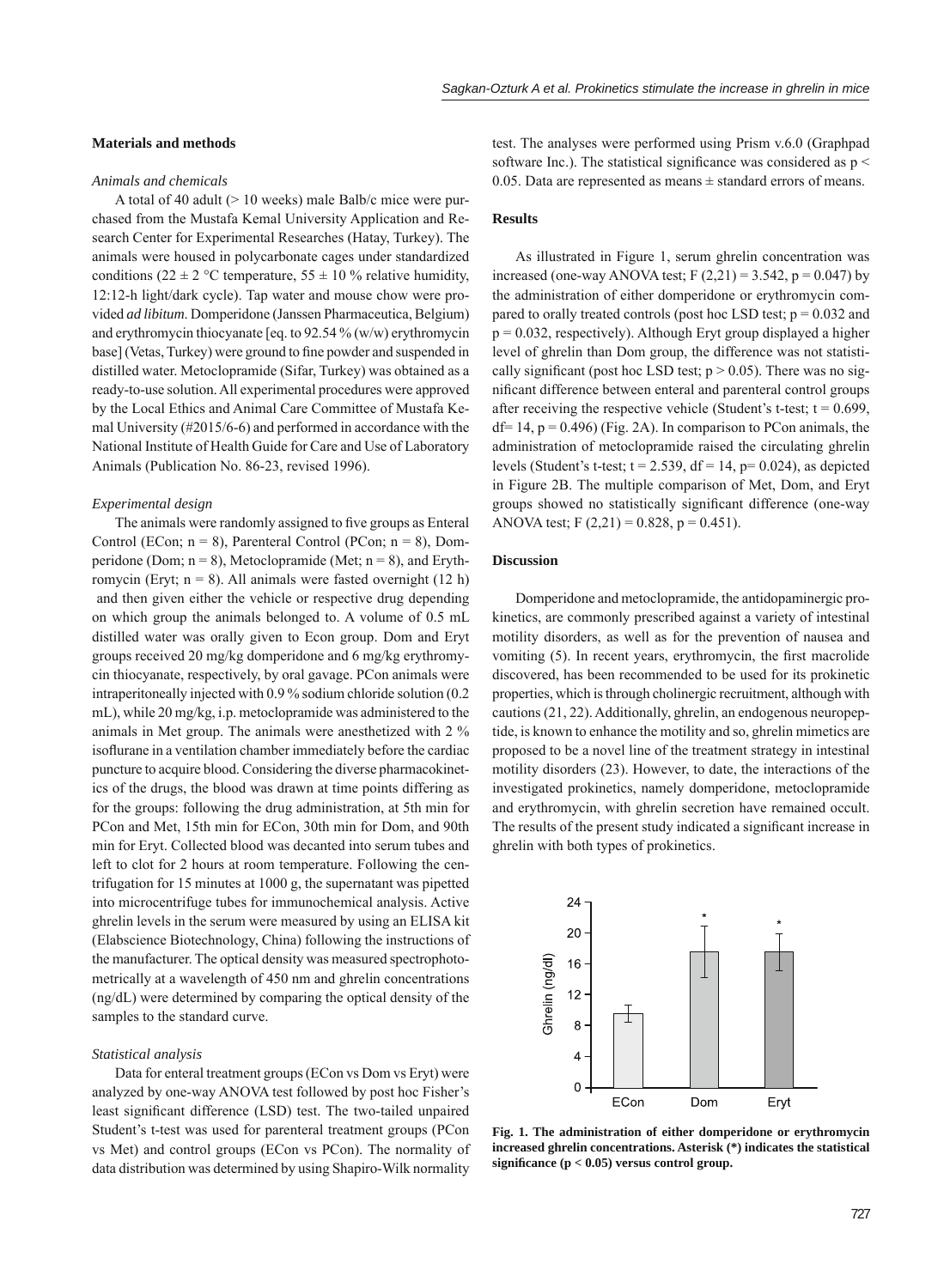## Materials and methods

### *Animals and chemicals*

A total of 40 adult (> 10 weeks) male Balb/c mice were purchased from the Mustafa Kemal University Application and Research Center for Experimental Researches (Hatay, Turkey). The animals were housed in polycarbonate cages under standardized conditions ($22 \pm 2$ °C temperature, $55 \pm 10$ % relative humidity, 12:12-h light/dark cycle). Tap water and mouse chow were provided *ad libitum*. Domperidone (Janssen Pharmaceutica, Belgium) and erythromycin thiocyanate [eq. to 92.54 % (w/w) erythromycin base] (Vetas, Turkey) were ground to fine powder and suspended in distilled water. Metoclopramide (Sifar, Turkey) was obtained as a ready-to-use solution. All experimental procedures were approved by the Local Ethics and Animal Care Committee of Mustafa Kemal University (#2015/6-6) and performed in accordance with the National Institute of Health Guide for Care and Use of Laboratory Animals (Publication No. 86-23, revised 1996).

### *Experimental design*

The animals were randomly assigned to five groups as Enteral Control (ECon; n = 8), Parenteral Control (PCon; n = 8), Domperidone (Dom; n = 8), Metoclopramide (Met; n = 8), and Erythromycin (Eryt; n = 8). All animals were fasted overnight (12 h) and then given either the vehicle or respective drug depending on which group the animals belonged to. A volume of 0.5 mL distilled water was orally given to Econ group. Dom and Eryt groups received 20 mg/kg domperidone and 6 mg/kg erythromycin thiocyanate, respectively, by oral gavage. PCon animals were intraperitoneally injected with 0.9 % sodium chloride solution (0.2 mL), while 20 mg/kg, i.p. metoclopramide was administered to the animals in Met group. The animals were anesthetized with 2 % isoflurane in a ventilation chamber immediately before the cardiac puncture to acquire blood. Considering the diverse pharmacokinetics of the drugs, the blood was drawn at time points differing as for the groups: following the drug administration, at 5th min for PCon and Met, 15th min for ECon, 30th min for Dom, and 90th min for Eryt. Collected blood was decanted into serum tubes and left to clot for 2 hours at room temperature. Following the centrifugation for 15 minutes at 1000 g, the supernatant was pipetted into microcentrifuge tubes for immunochemical analysis. Active ghrelin levels in the serum were measured by using an ELISA kit (Elabscience Biotechnology, China) following the instructions of the manufacturer. The optical density was measured spectrophotometrically at a wavelength of 450 nm and ghrelin concentrations (ng/dL) were determined by comparing the optical density of the samples to the standard curve.

### *Statistical analysis*

Data for enteral treatment groups (ECon vs Dom vs Eryt) were analyzed by one-way ANOVA test followed by post hoc Fisher's least significant difference (LSD) test. The two-tailed unpaired Student's t-test was used for parenteral treatment groups (PCon vs Met) and control groups (ECon vs PCon). The normality of data distribution was determined by using Shapiro-Wilk normality test. The analyses were performed using Prism v.6.0 (Graphpad software Inc.). The statistical significance was considered as $p < 0.05$. Data are represented as means ± standard errors of means.

## Results

As illustrated in Figure 1, serum ghrelin concentration was increased (one-way ANOVA test; $F(2,21) = 3.542$, $p = 0.047$) by the administration of either domperidone or erythromycin compared to orally treated controls (post hoc LSD test; $p = 0.032$ and $p = 0.032$, respectively). Although Eryt group displayed a higher level of ghrelin than Dom group, the difference was not statistically significant (post hoc LSD test; $p > 0.05$). There was no significant difference between enteral and parenteral control groups after receiving the respective vehicle (Student's t-test; $t = 0.699$, df= 14, $p = 0.496$) (Fig. 2A). In comparison to PCon animals, the administration of metoclopramide raised the circulating ghrelin levels (Student's t-test; $t = 2.539$, df = 14, $p = 0.024$), as depicted in Figure 2B. The multiple comparison of Met, Dom, and Eryt groups showed no statistically significant difference (one-way ANOVA test; $F(2,21) = 0.828$, $p = 0.451$).

## Discussion

Domperidone and metoclopramide, the antidopaminergic prokinetics, are commonly prescribed against a variety of intestinal motility disorders, as well as for the prevention of nausea and vomiting (5). In recent years, erythromycin, the first macrolide discovered, has been recommended to be used for its prokinetic properties, which is through cholinergic recruitment, although with cautions (21, 22). Additionally, ghrelin, an endogenous neuropeptide, is known to enhance the motility and so, ghrelin mimetics are proposed to be a novel line of the treatment strategy in intestinal motility disorders (23). However, to date, the interactions of the investigated prokinetics, namely domperidone, metoclopramide and erythromycin, with ghrelin secretion have remained occult. The results of the present study indicated a significant increase in ghrelin with both types of prokinetics.

**Fig. 1. The administration of either domperidone or erythromycin increased ghrelin concentrations. Asterisk (*) indicates the statistical significance ($p < 0.05$) versus control group.**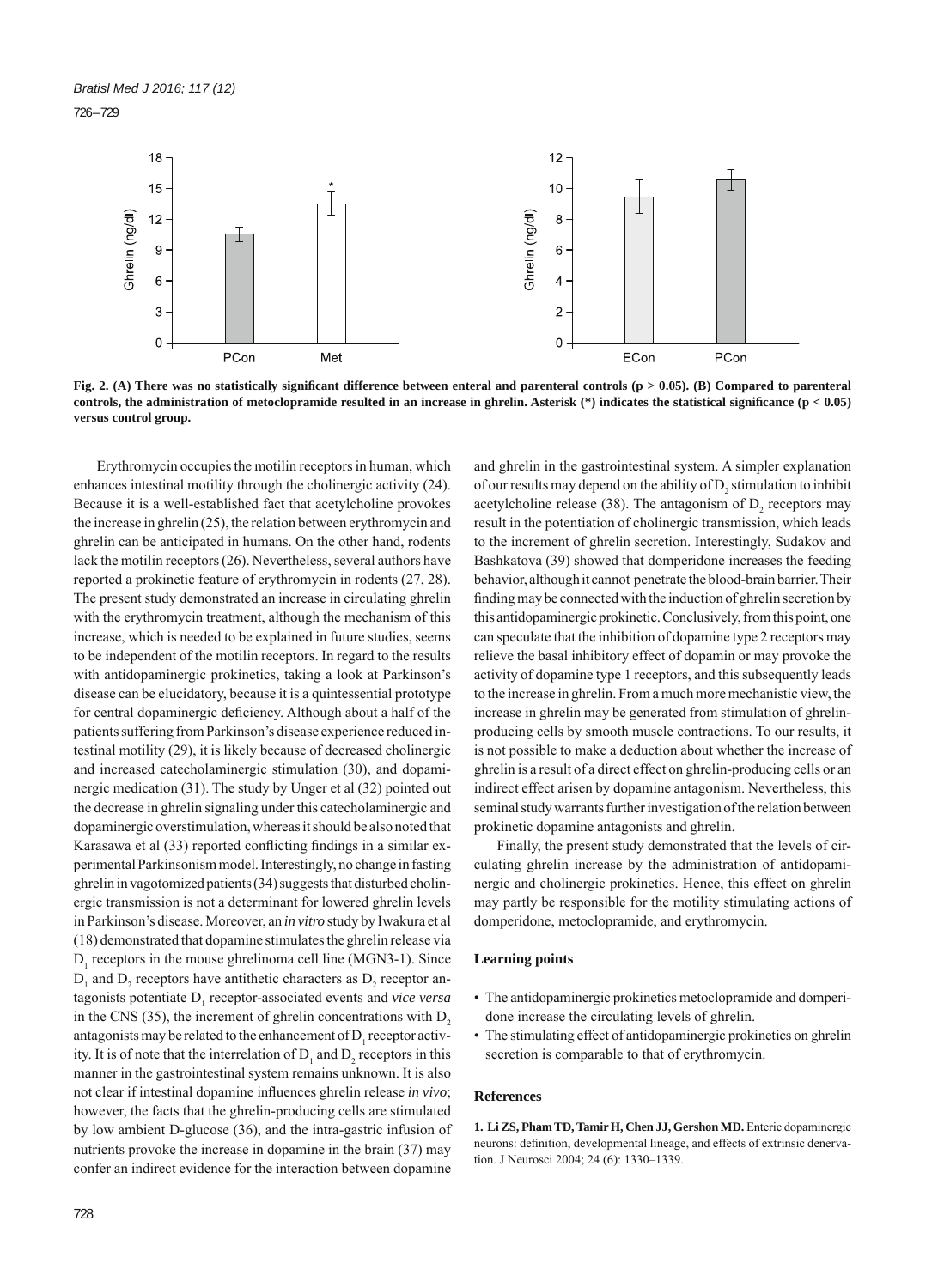**Fig. 2. (A) There was no statistically significant difference between enteral and parenteral controls ($p > 0.05$). (B) Compared to parenteral controls, the administration of metoclopramide resulted in an increase in ghrelin. Asterisk (*) indicates the statistical significance ($p < 0.05$) versus control group.**

Erythromycin occupies the motilin receptors in human, which enhances intestinal motility through the cholinergic activity (24). Because it is a well-established fact that acetylcholine provokes the increase in ghrelin (25), the relation between erythromycin and ghrelin can be anticipated in humans. On the other hand, rodents lack the motilin receptors (26). Nevertheless, several authors have reported a prokinetic feature of erythromycin in rodents (27, 28). The present study demonstrated an increase in circulating ghrelin with the erythromycin treatment, although the mechanism of this increase, which is needed to be explained in future studies, seems to be independent of the motilin receptors. In regard to the results with antidopaminergic prokinetics, taking a look at Parkinson's disease can be elucidatory, because it is a quintessential prototype for central dopaminergic deficiency. Although about a half of the patients suffering from Parkinson's disease experience reduced intestinal motility (29), it is likely because of decreased cholinergic and increased catecholaminergic stimulation (30), and dopaminergic medication (31). The study by Unger et al (32) pointed out the decrease in ghrelin signaling under this catecholaminergic and dopaminergic overstimulation, whereas it should be also noted that Karasawa et al (33) reported conflicting findings in a similar experimental Parkinsonism model. Interestingly, no change in fasting ghrelin in vagotomized patients (34) suggests that disturbed cholinergic transmission is not a determinant for lowered ghrelin levels in Parkinson's disease. Moreover, an *in vitro* study by Iwakura et al (18) demonstrated that dopamine stimulates the ghrelin release via $D_1$ receptors in the mouse ghrelinoma cell line (MGN3-1). Since $D_1$ and $D_2$ receptors have antithetic characters as $D_2$ receptor antagonists potentiate $D_1$ receptor-associated events and *vice versa* in the CNS (35), the increment of ghrelin concentrations with $D_2$ antagonists may be related to the enhancement of $D_1$ receptor activity. It is of note that the interrelation of $D_1$ and $D_2$ receptors in this manner in the gastrointestinal system remains unknown. It is also not clear if intestinal dopamine influences ghrelin release *in vivo*; however, the facts that the ghrelin-producing cells are stimulated by low ambient D-glucose (36), and the intra-gastric infusion of nutrients provoke the increase in dopamine in the brain (37) may confer an indirect evidence for the interaction between dopamine and ghrelin in the gastrointestinal system. A simpler explanation of our results may depend on the ability of $D_2$ stimulation to inhibit acetylcholine release (38). The antagonism of $D_2$ receptors may result in the potentiation of cholinergic transmission, which leads to the increment of ghrelin secretion. Interestingly, Sudakov and Bashkatova (39) showed that domperidone increases the feeding behavior, although it cannot penetrate the blood-brain barrier. Their finding may be connected with the induction of ghrelin secretion by this antidopaminergic prokinetic. Conclusively, from this point, one can speculate that the inhibition of dopamine type 2 receptors may relieve the basal inhibitory effect of dopamin or may provoke the activity of dopamine type 1 receptors, and this subsequently leads to the increase in ghrelin. From a much more mechanistic view, the increase in ghrelin may be generated from stimulation of ghrelin-producing cells by smooth muscle contractions. To our results, it is not possible to make a deduction about whether the increase of ghrelin is a result of a direct effect on ghrelin-producing cells or an indirect effect arisen by dopamine antagonism. Nevertheless, this seminal study warrants further investigation of the relation between prokinetic dopamine antagonists and ghrelin.

Finally, the present study demonstrated that the levels of circulating ghrelin increase by the administration of antidopaminergic and cholinergic prokinetics. Hence, this effect on ghrelin may partly be responsible for the motility stimulating actions of domperidone, metoclopramide, and erythromycin.

## Learning points

- The antidopaminergic prokinetics metoclopramide and domperidone increase the circulating levels of ghrelin.
- The stimulating effect of antidopaminergic prokinetics on ghrelin secretion is comparable to that of erythromycin.

## References

**1. Li ZS, Pham TD, Tamir H, Chen JJ, Gershon MD.** Enteric dopaminergic neurons: definition, developmental lineage, and effects of extrinsic denervation. J Neurosci 2004; 24 (6): 1330–1339.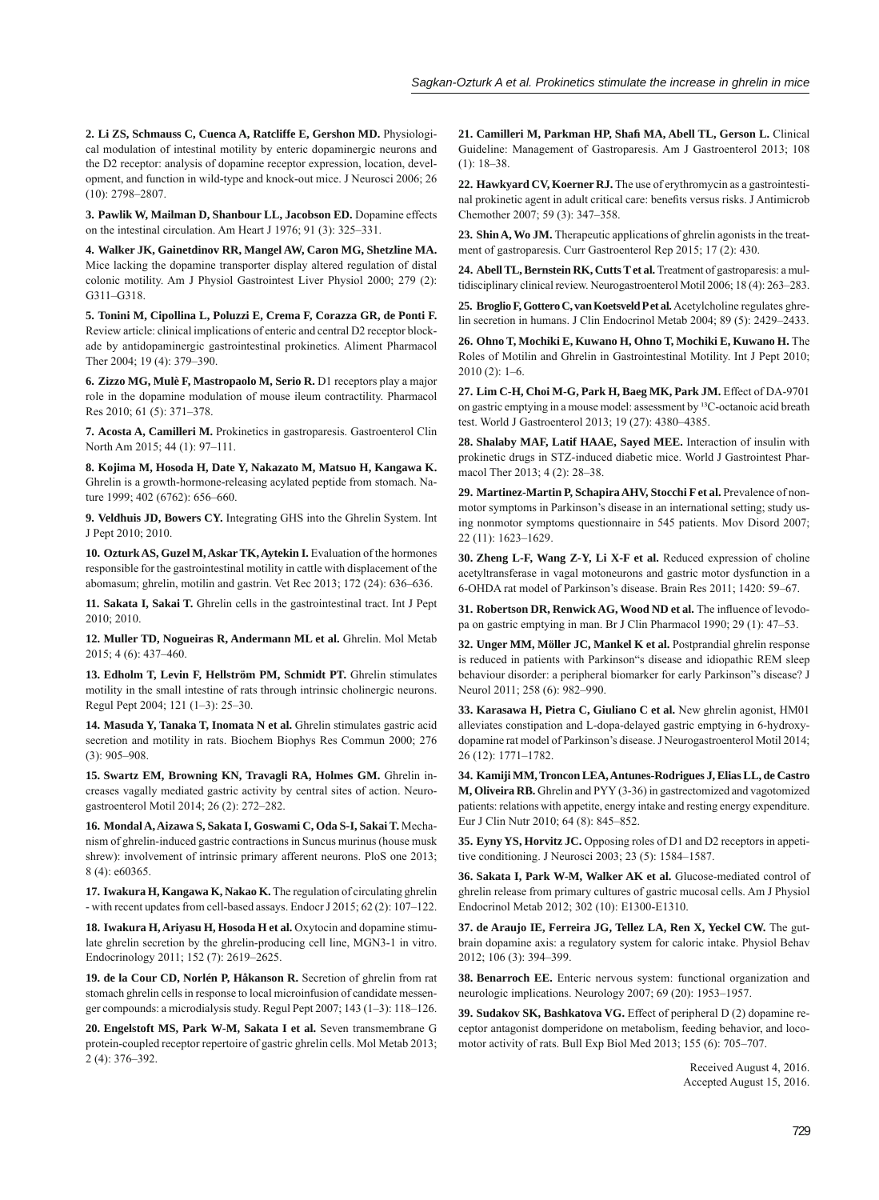**2. Li ZS, Schmauss C, Cuenca A, Ratcliffe E, Gershon MD.** Physiological modulation of intestinal motility by enteric dopaminergic neurons and the D2 receptor: analysis of dopamine receptor expression, location, development, and function in wild-type and knock-out mice. J Neurosci 2006; 26 (10): 2798–2807.

**3. Pawlik W, Mailman D, Shanbour LL, Jacobson ED.** Dopamine effects on the intestinal circulation. Am Heart J 1976; 91 (3): 325–331.

**4. Walker JK, Gainetdinov RR, Mangel AW, Caron MG, Shetzline MA.** Mice lacking the dopamine transporter display altered regulation of distal colonic motility. Am J Physiol Gastrointest Liver Physiol 2000; 279 (2): G311–G318.

**5. Tonini M, Cipollina L, Poluzzi E, Crema F, Corazza GR, de Ponti F.** Review article: clinical implications of enteric and central D2 receptor blockade by antidopaminergic gastrointestinal prokinetics. Aliment Pharmacol Ther 2004; 19 (4): 379–390.

**6. Zizzo MG, Mulè F, Mastropaolo M, Serio R.** D1 receptors play a major role in the dopamine modulation of mouse ileum contractility. Pharmacol Res 2010; 61 (5): 371–378.

**7. Acosta A, Camilleri M.** Prokinetics in gastroparesis. Gastroenterol Clin North Am 2015; 44 (1): 97–111.

**8. Kojima M, Hosoda H, Date Y, Nakazato M, Matsuo H, Kangawa K.** Ghrelin is a growth-hormone-releasing acylated peptide from stomach. Nature 1999; 402 (6762): 656–660.

**9. Veldhuis JD, Bowers CY.** Integrating GHS into the Ghrelin System. Int J Pept 2010; 2010.

**10. Ozturk AS, Guzel M, Askar TK, Aytekin I.** Evaluation of the hormones responsible for the gastrointestinal motility in cattle with displacement of the abomasum; ghrelin, motilin and gastrin. Vet Rec 2013; 172 (24): 636–636.

**11. Sakata I, Sakai T.** Ghrelin cells in the gastrointestinal tract. Int J Pept 2010; 2010.

**12. Muller TD, Nogueiras R, Andermann ML et al.** Ghrelin. Mol Metab 2015; 4 (6): 437–460.

**13. Edholm T, Levin F, Hellström PM, Schmidt PT.** Ghrelin stimulates motility in the small intestine of rats through intrinsic cholinergic neurons. Regul Pept 2004; 121 (1–3): 25–30.

**14. Masuda Y, Tanaka T, Inomata N et al.** Ghrelin stimulates gastric acid secretion and motility in rats. Biochem Biophys Res Commun 2000; 276 (3): 905–908.

**15. Swartz EM, Browning KN, Travagli RA, Holmes GM.** Ghrelin increases vagally mediated gastric activity by central sites of action. Neurogastroenterol Motil 2014; 26 (2): 272–282.

**16. Mondal A, Aizawa S, Sakata I, Goswami C, Oda S-I, Sakai T.** Mechanism of ghrelin-induced gastric contractions in Suncus murinus (house musk shrew): involvement of intrinsic primary afferent neurons. PloS one 2013; 8 (4): e60365.

**17. Iwakura H, Kangawa K, Nakao K.** The regulation of circulating ghrelin - with recent updates from cell-based assays. Endocr J 2015; 62 (2): 107–122.

**18. Iwakura H, Ariyasu H, Hosoda H et al.** Oxytocin and dopamine stimulate ghrelin secretion by the ghrelin-producing cell line, MGN3-1 in vitro. Endocrinology 2011; 152 (7): 2619–2625.

**19. de la Cour CD, Norlén P, Håkanson R.** Secretion of ghrelin from rat stomach ghrelin cells in response to local microinfusion of candidate messenger compounds: a microdialysis study. Regul Pept 2007; 143 (1–3): 118–126.

**20. Engelstoft MS, Park W-M, Sakata I et al.** Seven transmembrane G protein-coupled receptor repertoire of gastric ghrelin cells. Mol Metab 2013; 2 (4): 376–392.

**21. Camilleri M, Parkman HP, Shafi MA, Abell TL, Gerson L.** Clinical Guideline: Management of Gastroparesis. Am J Gastroenterol 2013; 108 (1): 18–38.

**22. Hawkyard CV, Koerner RJ.** The use of erythromycin as a gastrointestinal prokinetic agent in adult critical care: benefits versus risks. J Antimicrob Chemother 2007; 59 (3): 347–358.

**23. Shin A, Wo JM.** Therapeutic applications of ghrelin agonists in the treatment of gastroparesis. Curr Gastroenterol Rep 2015; 17 (2): 430.

**24. Abell TL, Bernstein RK, Cutts T et al.** Treatment of gastroparesis: a multidisciplinary clinical review. Neurogastroenterol Motil 2006; 18 (4): 263–283.

**25. Broglio F, Gottero C, van Koetsveld P et al.** Acetylcholine regulates ghrelin secretion in humans. J Clin Endocrinol Metab 2004; 89 (5): 2429–2433.

**26. Ohno T, Mochiki E, Kuwano H, Ohno T, Mochiki E, Kuwano H.** The Roles of Motilin and Ghrelin in Gastrointestinal Motility. Int J Pept 2010; 2010 (2): 1–6.

**27. Lim C-H, Choi M-G, Park H, Baeg MK, Park JM.** Effect of DA-9701 on gastric emptying in a mouse model: assessment by $^{13}C$-octanoic acid breath test. World J Gastroenterol 2013; 19 (27): 4380–4385.

**28. Shalaby MAF, Latif HAAE, Sayed MEE.** Interaction of insulin with prokinetic drugs in STZ-induced diabetic mice. World J Gastrointest Pharmacol Ther 2013; 4 (2): 28–38.

**29. Martinez-Martin P, Schapira AHV, Stocchi F et al.** Prevalence of nonmotor symptoms in Parkinson's disease in an international setting; study using nonmotor symptoms questionnaire in 545 patients. Mov Disord 2007; 22 (11): 1623–1629.

**30. Zheng L-F, Wang Z-Y, Li X-F et al.** Reduced expression of choline acetyltransferase in vagal motoneurons and gastric motor dysfunction in a 6-OHDA rat model of Parkinson's disease. Brain Res 2011; 1420: 59–67.

**31. Robertson DR, Renwick AG, Wood ND et al.** The influence of levodopa on gastric emptying in man. Br J Clin Pharmacol 1990; 29 (1): 47–53.

**32. Unger MM, Möller JC, Mankel K et al.** Postprandial ghrelin response is reduced in patients with Parkinson"s disease and idiopathic REM sleep behaviour disorder: a peripheral biomarker for early Parkinson"s disease? J Neurol 2011; 258 (6): 982–990.

**33. Karasawa H, Pietra C, Giuliano C et al.** New ghrelin agonist, HM01 alleviates constipation and L-dopa-delayed gastric emptying in 6-hydroxydopamine rat model of Parkinson's disease. J Neurogastroenterol Motil 2014; 26 (12): 1771–1782.

**34. Kamiji MM, Troncon LEA, Antunes-Rodrigues J, Elias LL, de Castro M, Oliveira RB.** Ghrelin and PYY (3-36) in gastrectomized and vagotomized patients: relations with appetite, energy intake and resting energy expenditure. Eur J Clin Nutr 2010; 64 (8): 845–852.

**35. Eyny YS, Horvitz JC.** Opposing roles of D1 and D2 receptors in appetitive conditioning. J Neurosci 2003; 23 (5): 1584–1587.

**36. Sakata I, Park W-M, Walker AK et al.** Glucose-mediated control of ghrelin release from primary cultures of gastric mucosal cells. Am J Physiol Endocrinol Metab 2012; 302 (10): E1300-E1310.

**37. de Araujo IE, Ferreira JG, Tellez LA, Ren X, Yeckel CW.** The gut-brain dopamine axis: a regulatory system for caloric intake. Physiol Behav 2012; 106 (3): 394–399.

**38. Benarroch EE.** Enteric nervous system: functional organization and neurologic implications. Neurology 2007; 69 (20): 1953–1957.

**39. Sudakov SK, Bashkatova VG.** Effect of peripheral D (2) dopamine receptor antagonist domperidone on metabolism, feeding behavior, and locomotor activity of rats. Bull Exp Biol Med 2013; 155 (6): 705–707.

Received August 4, 2016.
Accepted August 15, 2016.